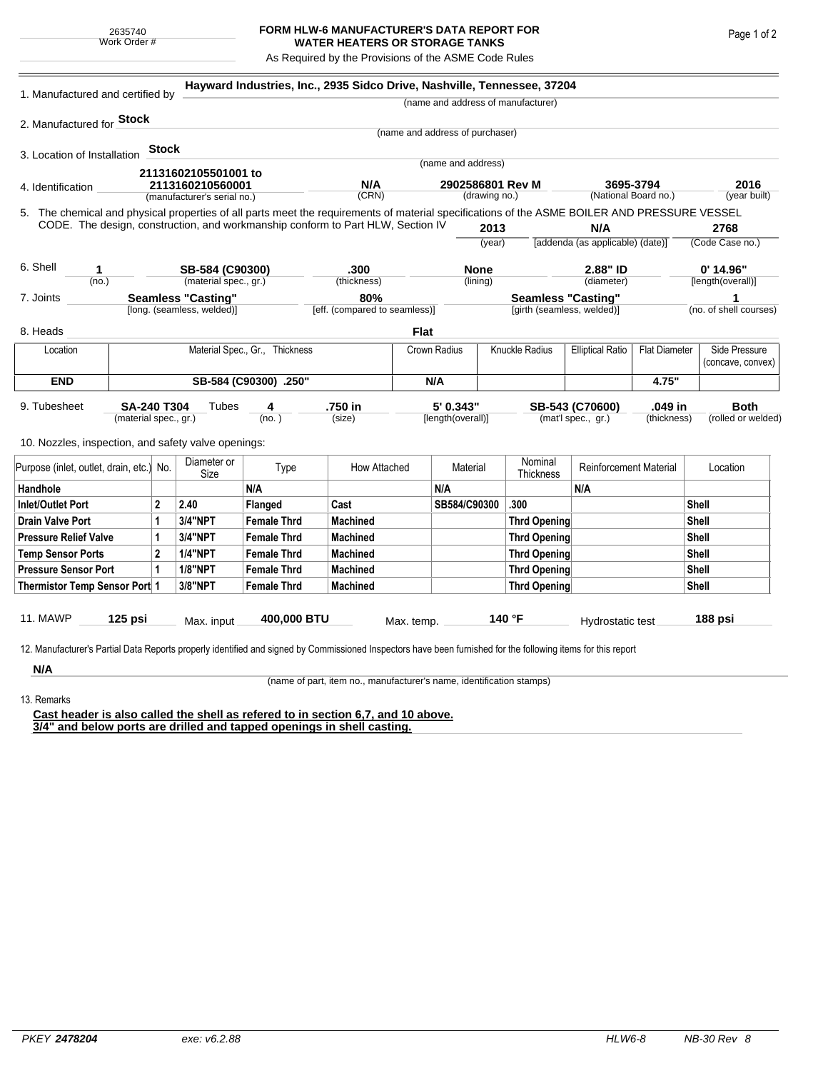2635740
Work Order #

# FORM HLW-6 MANUFACTURER'S DATA REPORT FOR WATER HEATERS OR STORAGE TANKS

As Required by the Provisions of the ASME Code Rules

1. Manufactured and certified by **Hayward Industries, Inc., 2935 Sidco Drive, Nashville, Tennessee, 37204**
(name and address of manufacturer)

2. Manufactured for **Stock**
(name and address of purchaser)

3. Location of Installation **Stock**
(name and address)

4. Identification **21131602105501001 to 2113160210560001** (manufacturer's serial no.) **N/A** (CRN) **2902586801 Rev M** (drawing no.) **3695-3794** (National Board no.) **2016** (year built)

5. The chemical and physical properties of all parts meet the requirements of material specifications of the ASME BOILER AND PRESSURE VESSEL CODE. The design, construction, and workmanship conform to Part HLW, Section IV **2013** (year) **N/A** [addenda (as applicable) (date)] **2768** (Code Case no.)

6. Shell **1** (no.) **SB-584 (C90300)** (material spec., gr.) **.300** (thickness) **None** (lining) **2.88" ID** (diameter) **0' 14.96"** [length(overall)]

7. Joints **Seamless "Casting"** [long. (seamless, welded)] **80%** [eff. (compared to seamless)] **Seamless "Casting"** [girth (seamless, welded)] **1** (no. of shell courses)

8. Heads **Flat**

| Location | Material Spec., Gr., Thickness | Crown Radius | Knuckle Radius | Elliptical Ratio | Flat Diameter | Side Pressure (concave, convex) |
|---|---|---|---|---|---|---|
| **END** | **SB-584 (C90300) .250"** | **N/A** | | | **4.75"** | |

9. Tubesheet **SA-240 T304** (material spec., gr.) Tubes **4** (no.) **.750 in** (size) **5' 0.343"** [length(overall)] **SB-543 (C70600)** (mat'l spec., gr.) **.049 in** (thickness) **Both** (rolled or welded)

10. Nozzles, inspection, and safety valve openings:

| Purpose (inlet, outlet, drain, etc.) | No. | Diameter or Size | Type | How Attached | Material | Nominal Thickness | Reinforcement Material | Location |
|---|---|---|---|---|---|---|---|---|
| **Handhole** | | | **N/A** | | **N/A** | | **N/A** | |
| **Inlet/Outlet Port** | **2** | **2.40** | **Flanged** | **Cast** | **SB584/C90300** | **.300** | | **Shell** |
| **Drain Valve Port** | **1** | **3/4"NPT** | **Female Thrd** | **Machined** | | **Thrd Opening** | | **Shell** |
| **Pressure Relief Valve** | **1** | **3/4"NPT** | **Female Thrd** | **Machined** | | **Thrd Opening** | | **Shell** |
| **Temp Sensor Ports** | **2** | **1/4"NPT** | **Female Thrd** | **Machined** | | **Thrd Opening** | | **Shell** |
| **Pressure Sensor Port** | **1** | **1/8"NPT** | **Female Thrd** | **Machined** | | **Thrd Opening** | | **Shell** |
| **Thermistor Temp Sensor Port** | **1** | **3/8"NPT** | **Female Thrd** | **Machined** | | **Thrd Opening** | | **Shell** |

11. MAWP **125 psi** Max. input **400,000 BTU** Max. temp. **140 °F** Hydrostatic test **188 psi**

12. Manufacturer's Partial Data Reports properly identified and signed by Commissioned Inspectors have been furnished for the following items for this report

**N/A**
(name of part, item no., manufacturer's name, identification stamps)

13. Remarks

**Cast header is also called the shell as refered to in section 6,7, and 10 above.**
**3/4" and below ports are drilled and tapped openings in shell casting.**

PKEY **2478204** exe: v6.2.88 HLW6-8 NB-30 Rev 8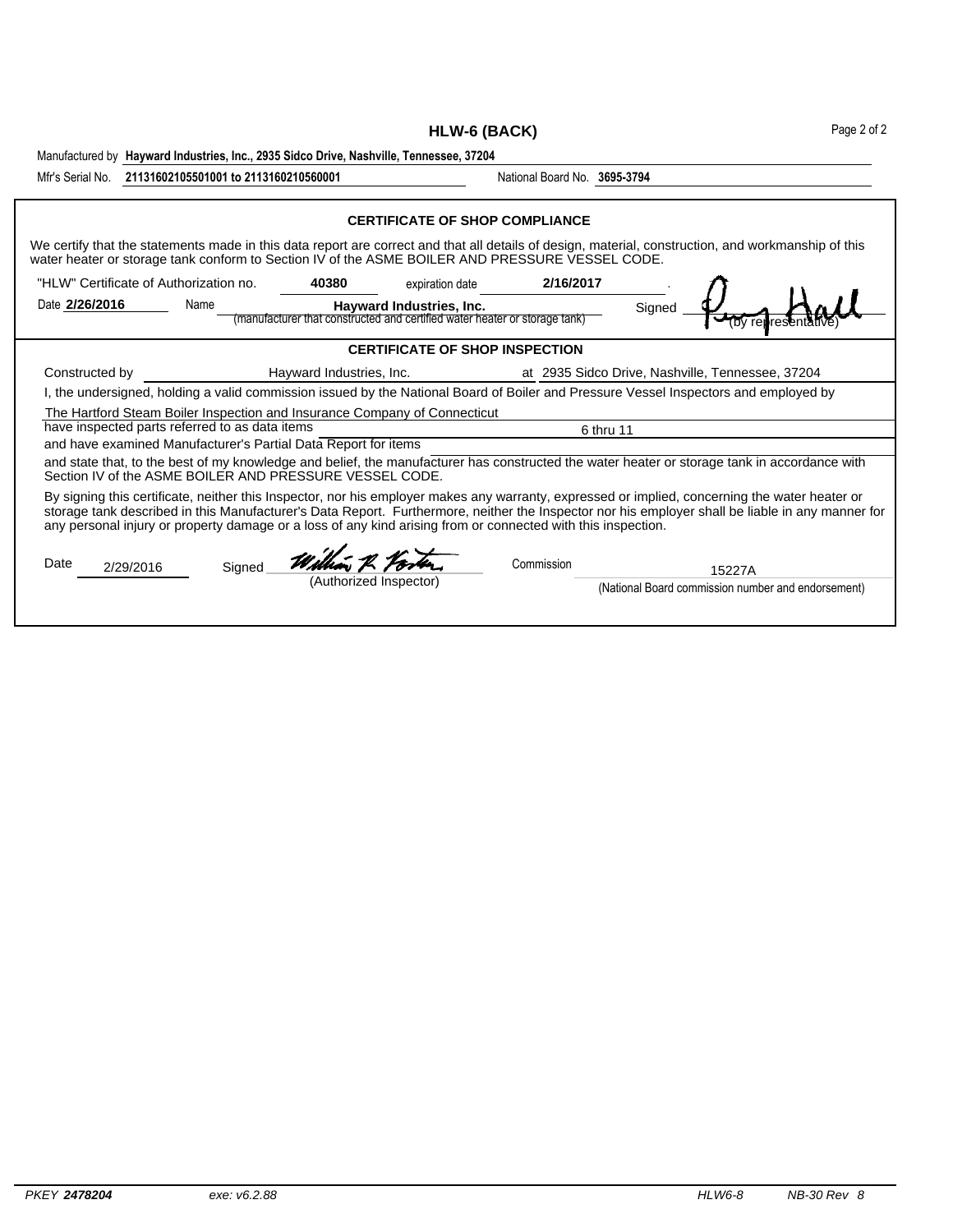# HLW-6 (BACK)

Manufactured by **Hayward Industries, Inc., 2935 Sidco Drive, Nashville, Tennessee, 37204**

Mfr's Serial No. **21131602105501001 to 2113160210560001** National Board No. **3695-3794**

## CERTIFICATE OF SHOP COMPLIANCE

We certify that the statements made in this data report are correct and that all details of design, material, construction, and workmanship of this water heater or storage tank conform to Section IV of the ASME BOILER AND PRESSURE VESSEL CODE.

"HLW" Certificate of Authorization no. **40380** expiration date **2/16/2017**.

Date **2/26/2016** Name **Hayward Industries, Inc.** (manufacturer that constructed and certified water heater or storage tank) Signed Perry Hall (by representative)

## CERTIFICATE OF SHOP INSPECTION

Constructed by Hayward Industries, Inc. at 2935 Sidco Drive, Nashville, Tennessee, 37204

I, the undersigned, holding a valid commission issued by the National Board of Boiler and Pressure Vessel Inspectors and employed by The Hartford Steam Boiler Inspection and Insurance Company of Connecticut

have inspected parts referred to as data items 6 thru 11

and have examined Manufacturer's Partial Data Report for items

and state that, to the best of my knowledge and belief, the manufacturer has constructed the water heater or storage tank in accordance with Section IV of the ASME BOILER AND PRESSURE VESSEL CODE.

By signing this certificate, neither this Inspector, nor his employer makes any warranty, expressed or implied, concerning the water heater or storage tank described in this Manufacturer's Data Report. Furthermore, neither the Inspector nor his employer shall be liable in any manner for any personal injury or property damage or a loss of any kind arising from or connected with this inspection.

Date 2/29/2016 Signed William R. Foster (Authorized Inspector) Commission 15227A (National Board commission number and endorsement)

PKEY 2478204 exe: v6.2.88 HLW6-8 NB-30 Rev 8